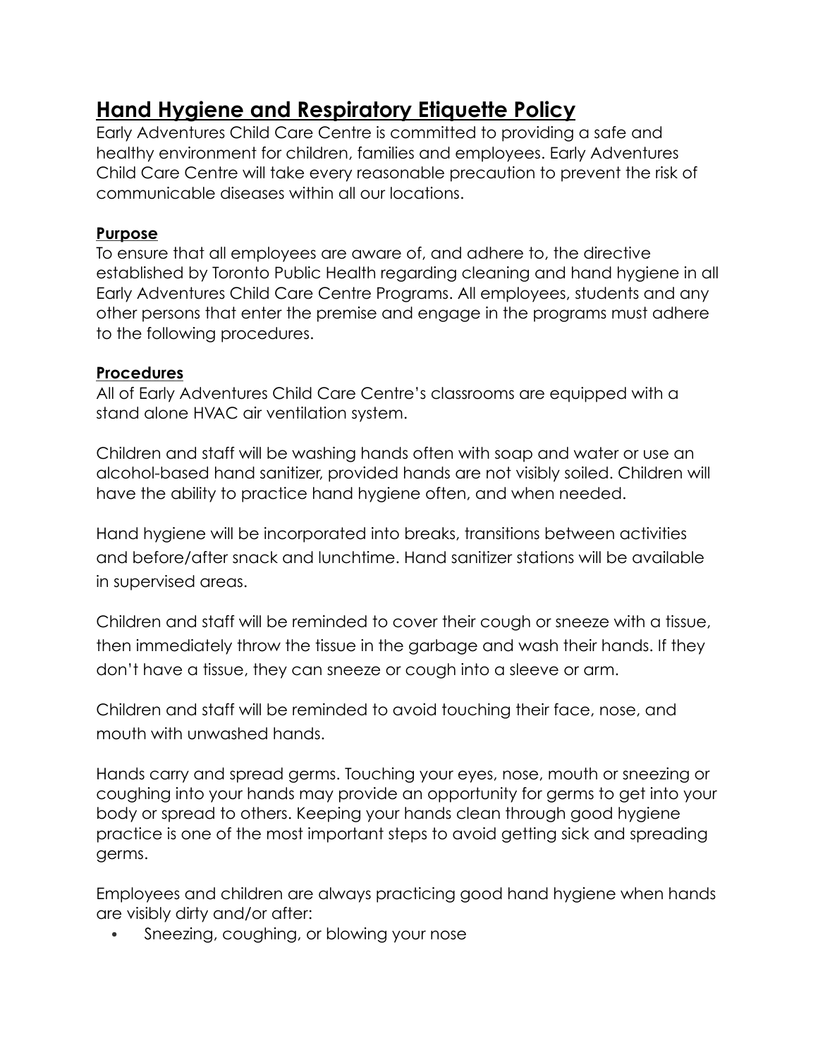# Hand Hygiene and Respiratory Etiquette Policy

Early Adventures Child Care Centre is committed to providing a safe and healthy environment for children, families and employees. Early Adventures Child Care Centre will take every reasonable precaution to prevent the risk of communicable diseases within all our locations.

## Purpose

To ensure that all employees are aware of, and adhere to, the directive established by Toronto Public Health regarding cleaning and hand hygiene in all Early Adventures Child Care Centre Programs. All employees, students and any other persons that enter the premise and engage in the programs must adhere to the following procedures.

## Procedures

All of Early Adventures Child Care Centre's classrooms are equipped with a stand alone HVAC air ventilation system.

Children and staff will be washing hands often with soap and water or use an alcohol-based hand sanitizer, provided hands are not visibly soiled. Children will have the ability to practice hand hygiene often, and when needed.

Hand hygiene will be incorporated into breaks, transitions between activities and before/after snack and lunchtime. Hand sanitizer stations will be available in supervised areas.

Children and staff will be reminded to cover their cough or sneeze with a tissue, then immediately throw the tissue in the garbage and wash their hands. If they don't have a tissue, they can sneeze or cough into a sleeve or arm.

Children and staff will be reminded to avoid touching their face, nose, and mouth with unwashed hands.

Hands carry and spread germs. Touching your eyes, nose, mouth or sneezing or coughing into your hands may provide an opportunity for germs to get into your body or spread to others. Keeping your hands clean through good hygiene practice is one of the most important steps to avoid getting sick and spreading germs.

Employees and children are always practicing good hand hygiene when hands are visibly dirty and/or after:

- Sneezing, coughing, or blowing your nose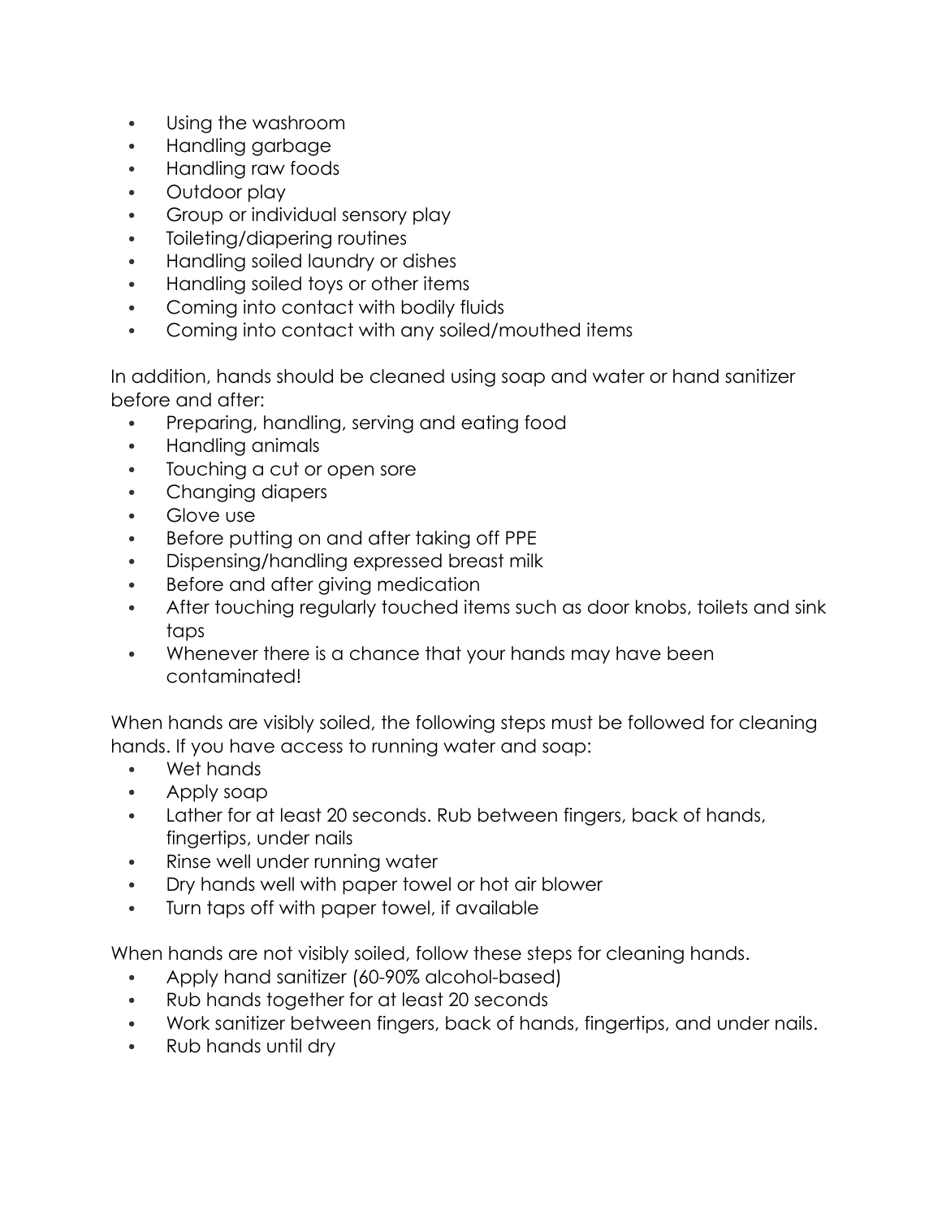- Using the washroom
- Handling garbage
- Handling raw foods
- Outdoor play
- Group or individual sensory play
- Toileting/diapering routines
- Handling soiled laundry or dishes
- Handling soiled toys or other items
- Coming into contact with bodily fluids
- Coming into contact with any soiled/mouthed items

In addition, hands should be cleaned using soap and water or hand sanitizer before and after:

- Preparing, handling, serving and eating food
- Handling animals
- Touching a cut or open sore
- Changing diapers
- Glove use
- Before putting on and after taking off PPE
- Dispensing/handling expressed breast milk
- Before and after giving medication
- After touching regularly touched items such as door knobs, toilets and sink taps
- Whenever there is a chance that your hands may have been contaminated!

When hands are visibly soiled, the following steps must be followed for cleaning hands. If you have access to running water and soap:

- Wet hands
- Apply soap
- Lather for at least 20 seconds. Rub between fingers, back of hands, fingertips, under nails
- Rinse well under running water
- Dry hands well with paper towel or hot air blower
- Turn taps off with paper towel, if available

When hands are not visibly soiled, follow these steps for cleaning hands.

- Apply hand sanitizer (60-90% alcohol-based)
- Rub hands together for at least 20 seconds
- Work sanitizer between fingers, back of hands, fingertips, and under nails.
- Rub hands until dry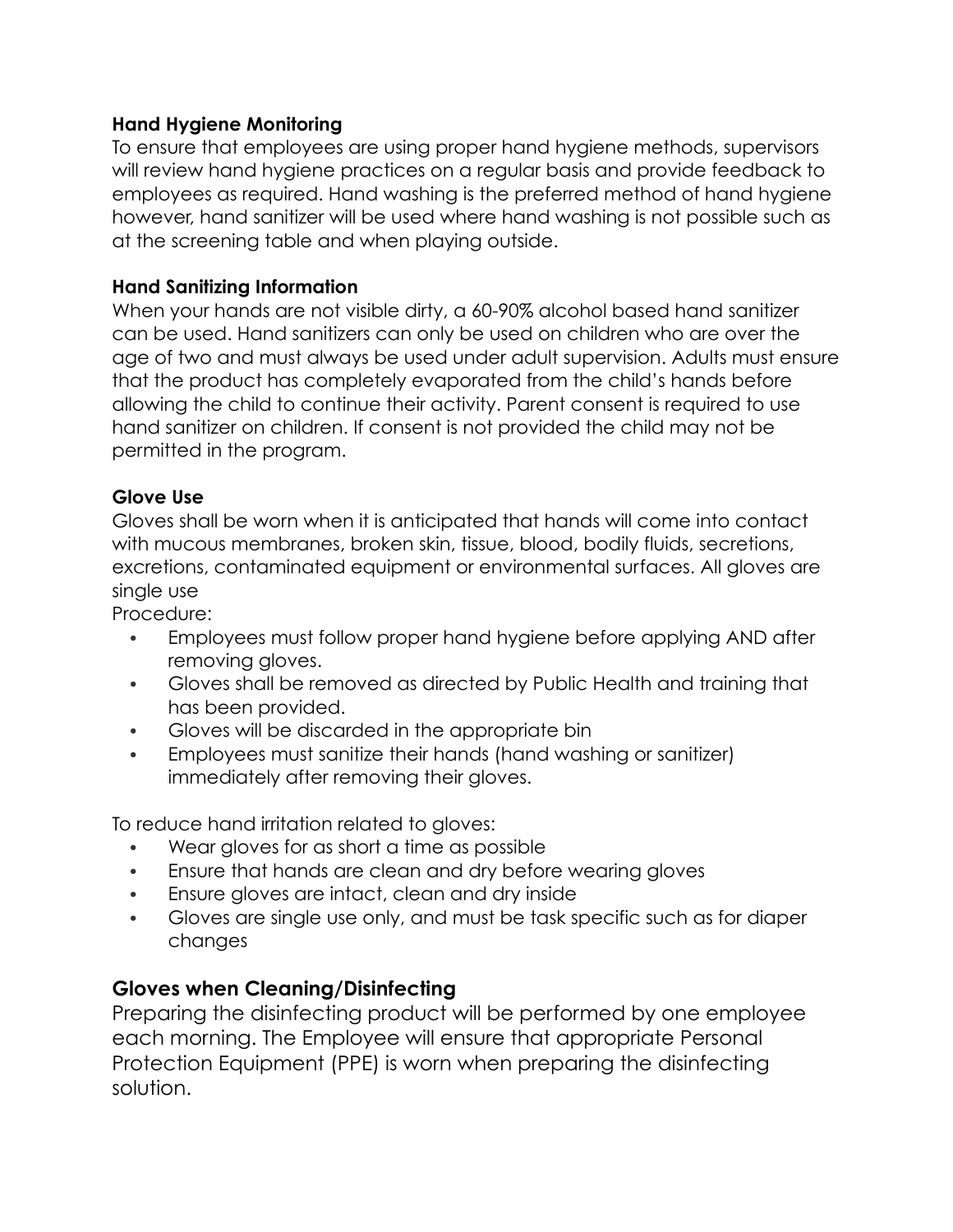**Hand Hygiene Monitoring**

To ensure that employees are using proper hand hygiene methods, supervisors will review hand hygiene practices on a regular basis and provide feedback to employees as required. Hand washing is the preferred method of hand hygiene however, hand sanitizer will be used where hand washing is not possible such as at the screening table and when playing outside.

**Hand Sanitizing Information**

When your hands are not visible dirty, a 60-90% alcohol based hand sanitizer can be used. Hand sanitizers can only be used on children who are over the age of two and must always be used under adult supervision. Adults must ensure that the product has completely evaporated from the child's hands before allowing the child to continue their activity. Parent consent is required to use hand sanitizer on children. If consent is not provided the child may not be permitted in the program.

**Glove Use**

Gloves shall be worn when it is anticipated that hands will come into contact with mucous membranes, broken skin, tissue, blood, bodily fluids, secretions, excretions, contaminated equipment or environmental surfaces. All gloves are single use

Procedure:

- Employees must follow proper hand hygiene before applying AND after removing gloves.
- Gloves shall be removed as directed by Public Health and training that has been provided.
- Gloves will be discarded in the appropriate bin
- Employees must sanitize their hands (hand washing or sanitizer) immediately after removing their gloves.

To reduce hand irritation related to gloves:

- Wear gloves for as short a time as possible
- Ensure that hands are clean and dry before wearing gloves
- Ensure gloves are intact, clean and dry inside
- Gloves are single use only, and must be task specific such as for diaper changes

## Gloves when Cleaning/Disinfecting

Preparing the disinfecting product will be performed by one employee each morning. The Employee will ensure that appropriate Personal Protection Equipment (PPE) is worn when preparing the disinfecting solution.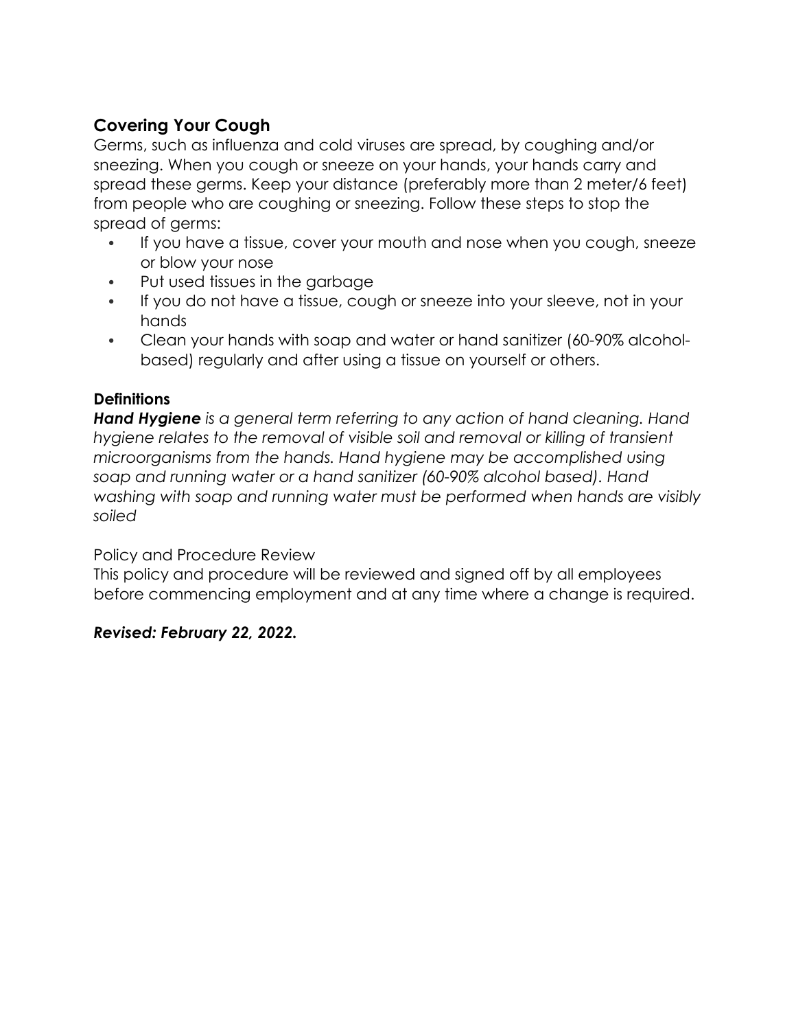## Covering Your Cough

Germs, such as influenza and cold viruses are spread, by coughing and/or sneezing. When you cough or sneeze on your hands, your hands carry and spread these germs. Keep your distance (preferably more than 2 meter/6 feet) from people who are coughing or sneezing. Follow these steps to stop the spread of germs:

- If you have a tissue, cover your mouth and nose when you cough, sneeze or blow your nose
- Put used tissues in the garbage
- If you do not have a tissue, cough or sneeze into your sleeve, not in your hands
- Clean your hands with soap and water or hand sanitizer (60-90% alcohol-based) regularly and after using a tissue on yourself or others.

### Definitions

***Hand Hygiene*** *is a general term referring to any action of hand cleaning. Hand hygiene relates to the removal of visible soil and removal or killing of transient microorganisms from the hands. Hand hygiene may be accomplished using soap and running water or a hand sanitizer (60-90% alcohol based). Hand washing with soap and running water must be performed when hands are visibly soiled*

Policy and Procedure Review

This policy and procedure will be reviewed and signed off by all employees before commencing employment and at any time where a change is required.

***Revised: February 22, 2022.***